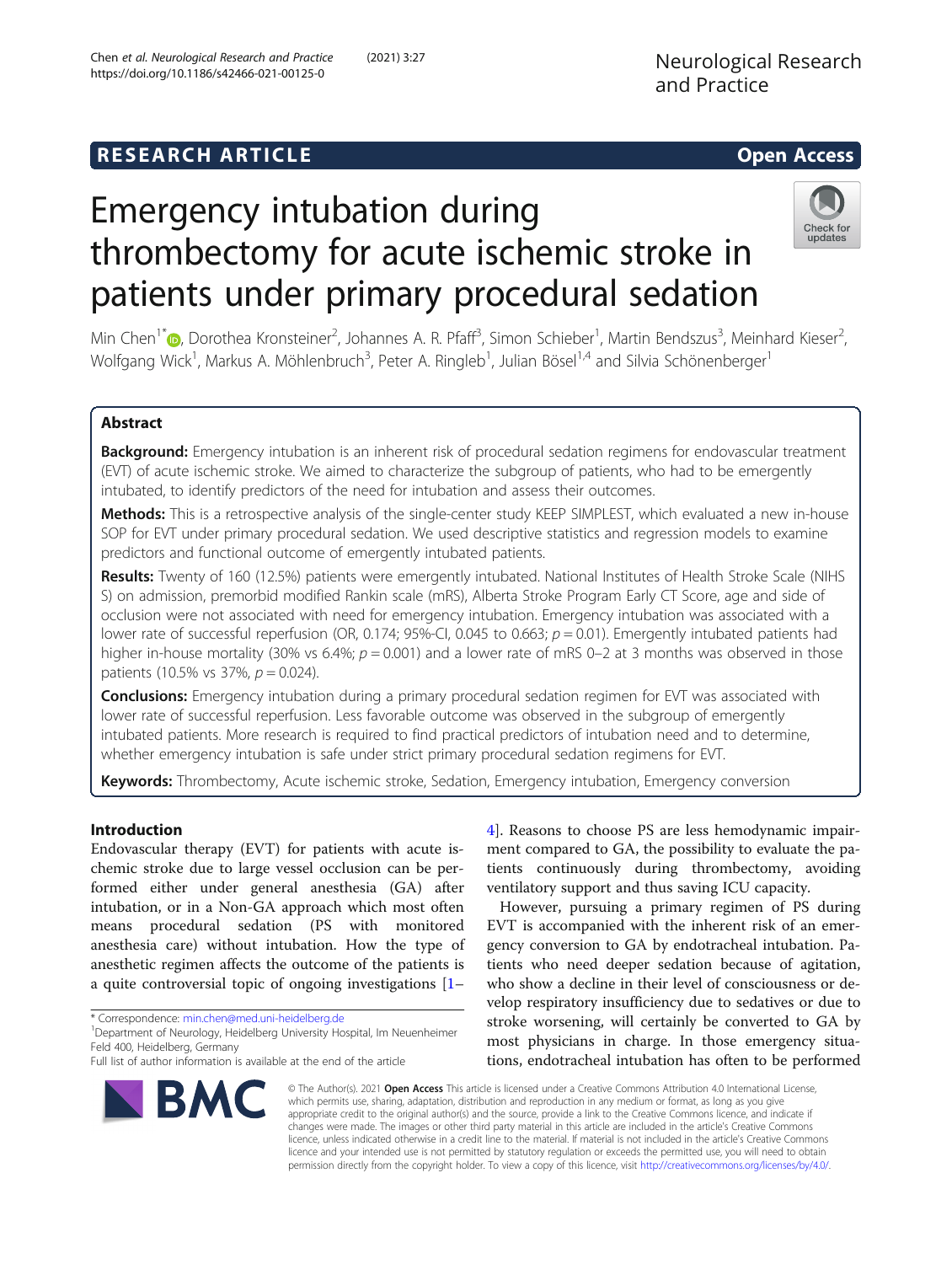RESEARCH ARTICLE

Open Access

# Emergency intubation during thrombectomy for acute ischemic stroke in patients under primary procedural sedation

Min Chen[1*], Dorothea Kronsteiner[2], Johannes A. R. Pfaff[3], Simon Schieber[1], Martin Bendszus[3], Meinhard Kieser[2], Wolfgang Wick[1], Markus A. Möhlenbruch[3], Peter A. Ringleb[1], Julian Bösel[1,4] and Silvia Schönenberger[1]

## Abstract

**Background:** Emergency intubation is an inherent risk of procedural sedation regimens for endovascular treatment (EVT) of acute ischemic stroke. We aimed to characterize the subgroup of patients, who had to be emergently intubated, to identify predictors of the need for intubation and assess their outcomes.

**Methods:** This is a retrospective analysis of the single-center study KEEP SIMPLEST, which evaluated a new in-house SOP for EVT under primary procedural sedation. We used descriptive statistics and regression models to examine predictors and functional outcome of emergently intubated patients.

**Results:** Twenty of 160 (12.5%) patients were emergently intubated. National Institutes of Health Stroke Scale (NIHSS) on admission, premorbid modified Rankin scale (mRS), Alberta Stroke Program Early CT Score, age and side of occlusion were not associated with need for emergency intubation. Emergency intubation was associated with a lower rate of successful reperfusion (OR, 0.174; 95%-CI, 0.045 to 0.663; $p = 0.01$). Emergently intubated patients had higher in-house mortality (30% vs 6.4%; $p = 0.001$) and a lower rate of mRS 0–2 at 3 months was observed in those patients (10.5% vs 37%, $p = 0.024$).

**Conclusions:** Emergency intubation during a primary procedural sedation regimen for EVT was associated with lower rate of successful reperfusion. Less favorable outcome was observed in the subgroup of emergently intubated patients. More research is required to find practical predictors of intubation need and to determine, whether emergency intubation is safe under strict primary procedural sedation regimens for EVT.

**Keywords:** Thrombectomy, Acute ischemic stroke, Sedation, Emergency intubation, Emergency conversion

## Introduction

Endovascular therapy (EVT) for patients with acute ischemic stroke due to large vessel occlusion can be performed either under general anesthesia (GA) after intubation, or in a Non-GA approach which most often means procedural sedation (PS with monitored anesthesia care) without intubation. How the type of anesthetic regimen affects the outcome of the patients is a quite controversial topic of ongoing investigations [1–4]. Reasons to choose PS are less hemodynamic impairment compared to GA, the possibility to evaluate the patients continuously during thrombectomy, avoiding ventilatory support and thus saving ICU capacity.

However, pursuing a primary regimen of PS during EVT is accompanied with the inherent risk of an emergency conversion to GA by endotracheal intubation. Patients who need deeper sedation because of agitation, who show a decline in their level of consciousness or develop respiratory insufficiency due to sedatives or due to stroke worsening, will certainly be converted to GA by most physicians in charge. In those emergency situations, endotracheal intubation has often to be performed

* Correspondence: min.chen@med.uni-heidelberg.de
[1]Department of Neurology, Heidelberg University Hospital, Im Neuenheimer Feld 400, Heidelberg, Germany
Full list of author information is available at the end of the article

© The Author(s). 2021 **Open Access** This article is licensed under a Creative Commons Attribution 4.0 International License, which permits use, sharing, adaptation, distribution and reproduction in any medium or format, as long as you give appropriate credit to the original author(s) and the source, provide a link to the Creative Commons licence, and indicate if changes were made. The images or other third party material in this article are included in the article's Creative Commons licence, unless indicated otherwise in a credit line to the material. If material is not included in the article's Creative Commons licence and your intended use is not permitted by statutory regulation or exceeds the permitted use, you will need to obtain permission directly from the copyright holder. To view a copy of this licence, visit http://creativecommons.org/licenses/by/4.0/.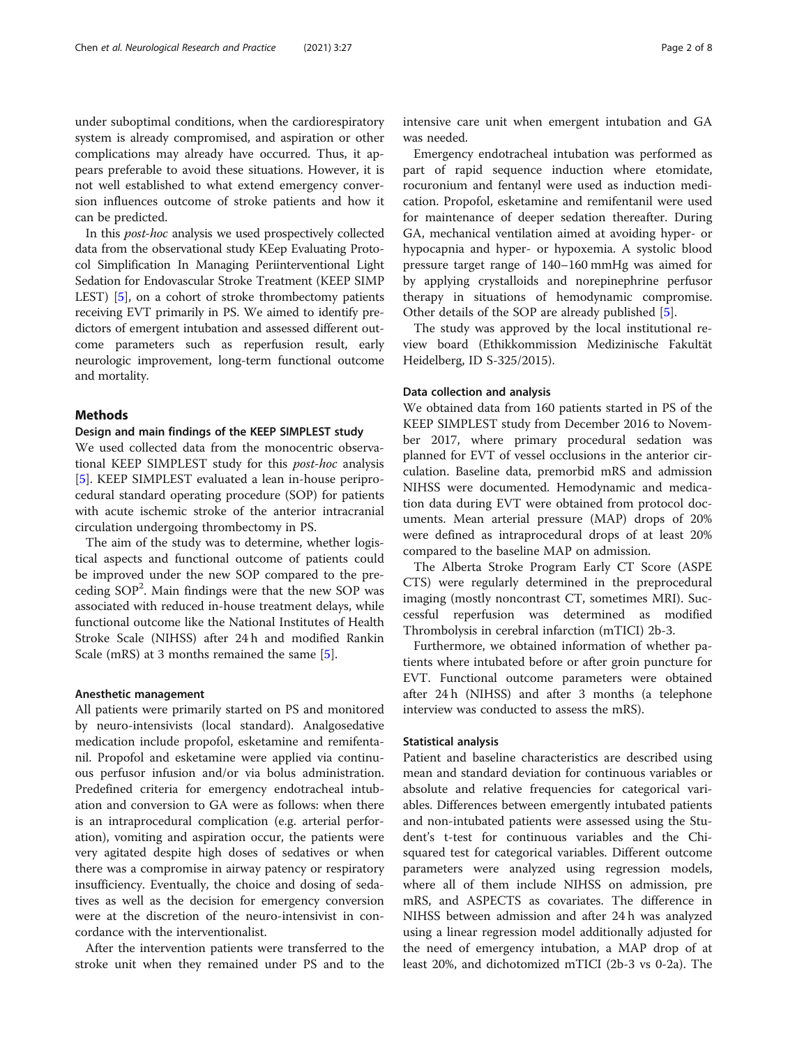under suboptimal conditions, when the cardiorespiratory system is already compromised, and aspiration or other complications may already have occurred. Thus, it appears preferable to avoid these situations. However, it is not well established to what extend emergency conversion influences outcome of stroke patients and how it can be predicted.

In this *post-hoc* analysis we used prospectively collected data from the observational study KEep Evaluating Protocol Simplification In Managing Periinterventional Light Sedation for Endovascular Stroke Treatment (KEEP SIMPLEST) [5], on a cohort of stroke thrombectomy patients receiving EVT primarily in PS. We aimed to identify predictors of emergent intubation and assessed different outcome parameters such as reperfusion result, early neurologic improvement, long-term functional outcome and mortality.

## Methods

### Design and main findings of the KEEP SIMPLEST study

We used collected data from the monocentric observational KEEP SIMPLEST study for this *post-hoc* analysis [5]. KEEP SIMPLEST evaluated a lean in-house periprocedural standard operating procedure (SOP) for patients with acute ischemic stroke of the anterior intracranial circulation undergoing thrombectomy in PS.

The aim of the study was to determine, whether logistical aspects and functional outcome of patients could be improved under the new SOP compared to the preceding $SOP^2$. Main findings were that the new SOP was associated with reduced in-house treatment delays, while functional outcome like the National Institutes of Health Stroke Scale (NIHSS) after 24 h and modified Rankin Scale (mRS) at 3 months remained the same [5].

### Anesthetic management

All patients were primarily started on PS and monitored by neuro-intensivists (local standard). Analgosedative medication include propofol, esketamine and remifentanil. Propofol and esketamine were applied via continuous perfusor infusion and/or via bolus administration. Predefined criteria for emergency endotracheal intubation and conversion to GA were as follows: when there is an intraprocedural complication (e.g. arterial perforation), vomiting and aspiration occur, the patients were very agitated despite high doses of sedatives or when there was a compromise in airway patency or respiratory insufficiency. Eventually, the choice and dosing of sedatives as well as the decision for emergency conversion were at the discretion of the neuro-intensivist in concordance with the interventionalist.

After the intervention patients were transferred to the stroke unit when they remained under PS and to the intensive care unit when emergent intubation and GA was needed.

Emergency endotracheal intubation was performed as part of rapid sequence induction where etomidate, rocuronium and fentanyl were used as induction medication. Propofol, esketamine and remifentanil were used for maintenance of deeper sedation thereafter. During GA, mechanical ventilation aimed at avoiding hyper- or hypocapnia and hyper- or hypoxemia. A systolic blood pressure target range of 140–160 mmHg was aimed for by applying crystalloids and norepinephrine perfusor therapy in situations of hemodynamic compromise. Other details of the SOP are already published [5].

The study was approved by the local institutional review board (Ethikkommission Medizinische Fakultät Heidelberg, ID S-325/2015).

### Data collection and analysis

We obtained data from 160 patients started in PS of the KEEP SIMPLEST study from December 2016 to November 2017, where primary procedural sedation was planned for EVT of vessel occlusions in the anterior circulation. Baseline data, premorbid mRS and admission NIHSS were documented. Hemodynamic and medication data during EVT were obtained from protocol documents. Mean arterial pressure (MAP) drops of 20% were defined as intraprocedural drops of at least 20% compared to the baseline MAP on admission.

The Alberta Stroke Program Early CT Score (ASPECTS) were regularly determined in the preprocedural imaging (mostly noncontrast CT, sometimes MRI). Successful reperfusion was determined as modified Thrombolysis in cerebral infarction (mTICI) 2b-3.

Furthermore, we obtained information of whether patients where intubated before or after groin puncture for EVT. Functional outcome parameters were obtained after 24 h (NIHSS) and after 3 months (a telephone interview was conducted to assess the mRS).

### Statistical analysis

Patient and baseline characteristics are described using mean and standard deviation for continuous variables or absolute and relative frequencies for categorical variables. Differences between emergently intubated patients and non-intubated patients were assessed using the Student's t-test for continuous variables and the Chi-squared test for categorical variables. Different outcome parameters were analyzed using regression models, where all of them include NIHSS on admission, pre mRS, and ASPECTS as covariates. The difference in NIHSS between admission and after 24 h was analyzed using a linear regression model additionally adjusted for the need of emergency intubation, a MAP drop of at least 20%, and dichotomized mTICI (2b-3 vs 0-2a). The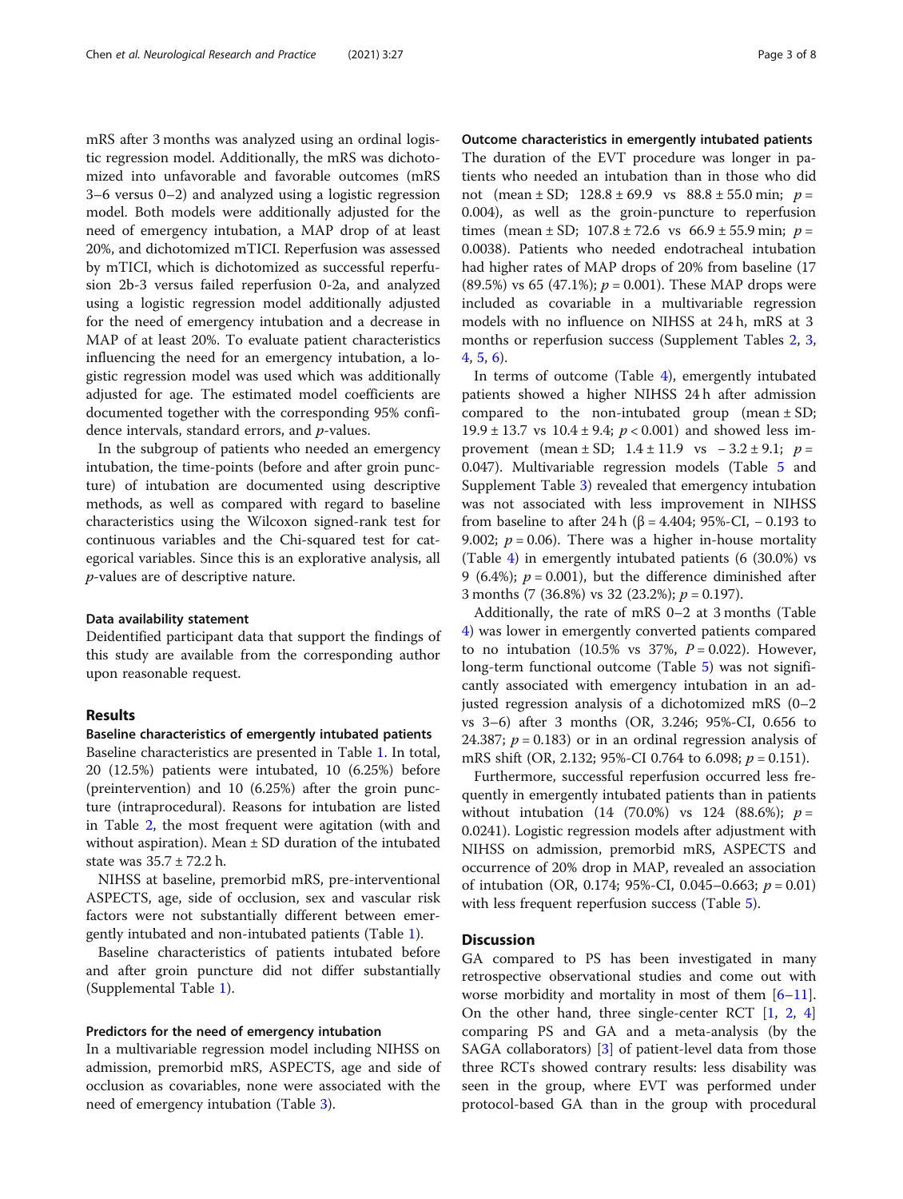mRS after 3 months was analyzed using an ordinal logistic regression model. Additionally, the mRS was dichotomized into unfavorable and favorable outcomes (mRS 3–6 versus 0–2) and analyzed using a logistic regression model. Both models were additionally adjusted for the need of emergency intubation, a MAP drop of at least 20%, and dichotomized mTICI. Reperfusion was assessed by mTICI, which is dichotomized as successful reperfusion 2b-3 versus failed reperfusion 0-2a, and analyzed using a logistic regression model additionally adjusted for the need of emergency intubation and a decrease in MAP of at least 20%. To evaluate patient characteristics influencing the need for an emergency intubation, a logistic regression model was used which was additionally adjusted for age. The estimated model coefficients are documented together with the corresponding 95% confidence intervals, standard errors, and *p*-values.

In the subgroup of patients who needed an emergency intubation, the time-points (before and after groin puncture) of intubation are documented using descriptive methods, as well as compared with regard to baseline characteristics using the Wilcoxon signed-rank test for continuous variables and the Chi-squared test for categorical variables. Since this is an explorative analysis, all *p*-values are of descriptive nature.

#### Data availability statement

Deidentified participant data that support the findings of this study are available from the corresponding author upon reasonable request.

## Results

#### Baseline characteristics of emergently intubated patients

Baseline characteristics are presented in Table 1. In total, 20 (12.5%) patients were intubated, 10 (6.25%) before (preintervention) and 10 (6.25%) after the groin puncture (intraprocedural). Reasons for intubation are listed in Table 2, the most frequent were agitation (with and without aspiration). Mean ± SD duration of the intubated state was 35.7 ± 72.2 h.

NIHSS at baseline, premorbid mRS, pre-interventional ASPECTS, age, side of occlusion, sex and vascular risk factors were not substantially different between emergently intubated and non-intubated patients (Table 1).

Baseline characteristics of patients intubated before and after groin puncture did not differ substantially (Supplemental Table 1).

#### Predictors for the need of emergency intubation

In a multivariable regression model including NIHSS on admission, premorbid mRS, ASPECTS, age and side of occlusion as covariables, none were associated with the need of emergency intubation (Table 3).

#### Outcome characteristics in emergently intubated patients

The duration of the EVT procedure was longer in patients who needed an intubation than in those who did not (mean ± SD; 128.8 ± 69.9 vs 88.8 ± 55.0 min; $p = 0.004$), as well as the groin-puncture to reperfusion times (mean ± SD; 107.8 ± 72.6 vs 66.9 ± 55.9 min; $p = 0.0038$). Patients who needed endotracheal intubation had higher rates of MAP drops of 20% from baseline (17 (89.5%) vs 65 (47.1%); $p = 0.001$). These MAP drops were included as covariable in a multivariable regression models with no influence on NIHSS at 24 h, mRS at 3 months or reperfusion success (Supplement Tables 2, 3, 4, 5, 6).

In terms of outcome (Table 4), emergently intubated patients showed a higher NIHSS 24 h after admission compared to the non-intubated group (mean ± SD; 19.9 ± 13.7 vs 10.4 ± 9.4; $p < 0.001$) and showed less improvement (mean ± SD; 1.4 ± 11.9 vs − 3.2 ± 9.1; $p = 0.047$). Multivariable regression models (Table 5 and Supplement Table 3) revealed that emergency intubation was not associated with less improvement in NIHSS from baseline to after 24 h (β = 4.404; 95%-CI, − 0.193 to 9.002; $p = 0.06$). There was a higher in-house mortality (Table 4) in emergently intubated patients (6 (30.0%) vs 9 (6.4%); $p = 0.001$), but the difference diminished after 3 months (7 (36.8%) vs 32 (23.2%); $p = 0.197$).

Additionally, the rate of mRS 0–2 at 3 months (Table 4) was lower in emergently converted patients compared to no intubation (10.5% vs 37%, $P = 0.022$). However, long-term functional outcome (Table 5) was not significantly associated with emergency intubation in an adjusted regression analysis of a dichotomized mRS (0–2 vs 3–6) after 3 months (OR, 3.246; 95%-CI, 0.656 to 24.387; $p = 0.183$) or in an ordinal regression analysis of mRS shift (OR, 2.132; 95%-CI 0.764 to 6.098; $p = 0.151$).

Furthermore, successful reperfusion occurred less frequently in emergently intubated patients than in patients without intubation (14 (70.0%) vs 124 (88.6%); $p = 0.0241$). Logistic regression models after adjustment with NIHSS on admission, premorbid mRS, ASPECTS and occurrence of 20% drop in MAP, revealed an association of intubation (OR, 0.174; 95%-CI, 0.045–0.663; $p = 0.01$) with less frequent reperfusion success (Table 5).

## Discussion

GA compared to PS has been investigated in many retrospective observational studies and come out with worse morbidity and mortality in most of them [6–11]. On the other hand, three single-center RCT [1, 2, 4] comparing PS and GA and a meta-analysis (by the SAGA collaborators) [3] of patient-level data from those three RCTs showed contrary results: less disability was seen in the group, where EVT was performed under protocol-based GA than in the group with procedural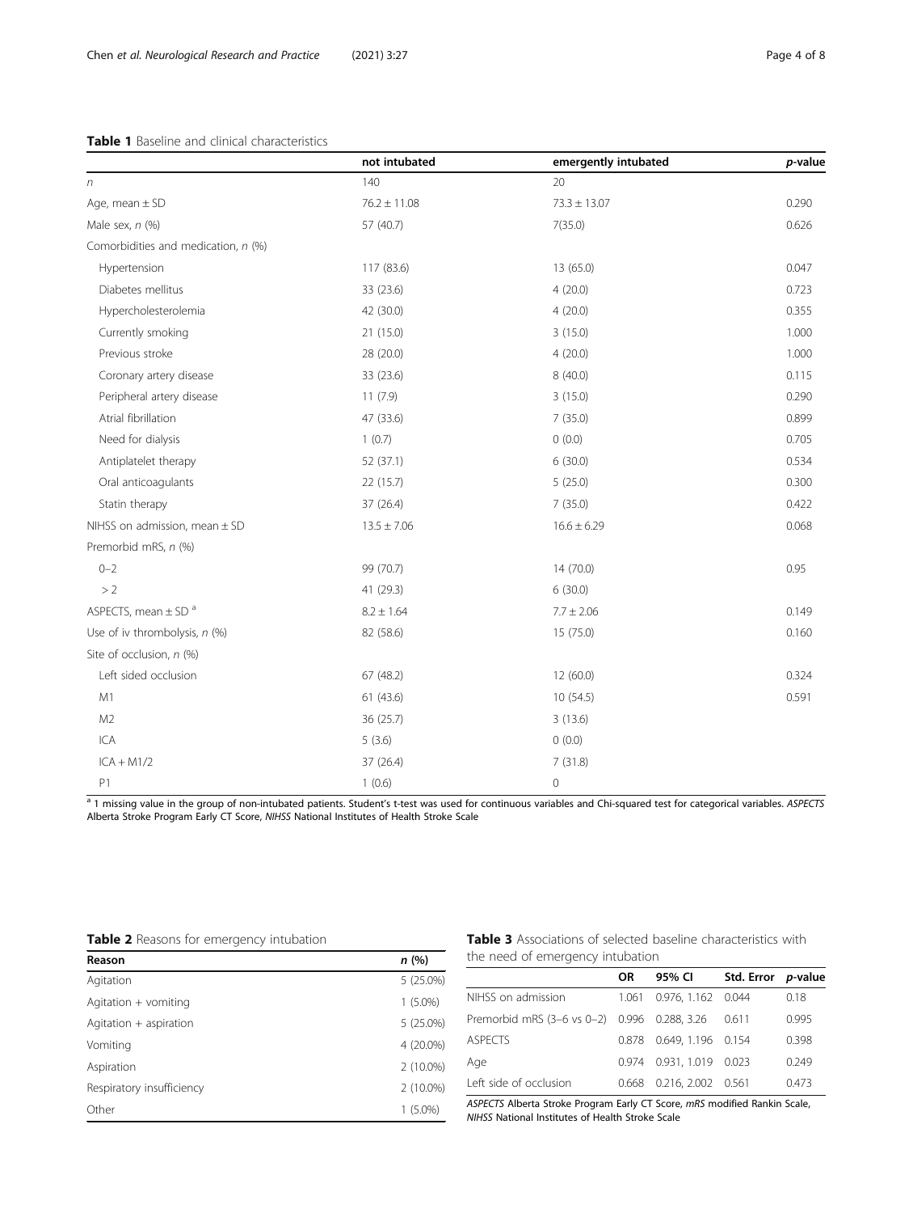**Table 1** Baseline and clinical characteristics

| | not intubated | emergently intubated | *p*-value |
|---|---|---|---|
| *n* | 140 | 20 | |
| Age, mean ± SD | 76.2 ± 11.08 | 73.3 ± 13.07 | 0.290 |
| Male sex, *n* (%) | 57 (40.7) | 7(35.0) | 0.626 |
| Comorbidities and medication, *n* (%) | | | |
| Hypertension | 117 (83.6) | 13 (65.0) | 0.047 |
| Diabetes mellitus | 33 (23.6) | 4 (20.0) | 0.723 |
| Hypercholesterolemia | 42 (30.0) | 4 (20.0) | 0.355 |
| Currently smoking | 21 (15.0) | 3 (15.0) | 1.000 |
| Previous stroke | 28 (20.0) | 4 (20.0) | 1.000 |
| Coronary artery disease | 33 (23.6) | 8 (40.0) | 0.115 |
| Peripheral artery disease | 11 (7.9) | 3 (15.0) | 0.290 |
| Atrial fibrillation | 47 (33.6) | 7 (35.0) | 0.899 |
| Need for dialysis | 1 (0.7) | 0 (0.0) | 0.705 |
| Antiplatelet therapy | 52 (37.1) | 6 (30.0) | 0.534 |
| Oral anticoagulants | 22 (15.7) | 5 (25.0) | 0.300 |
| Statin therapy | 37 (26.4) | 7 (35.0) | 0.422 |
| NIHSS on admission, mean ± SD | 13.5 ± 7.06 | 16.6 ± 6.29 | 0.068 |
| Premorbid mRS, *n* (%) | | | |
| 0–2 | 99 (70.7) | 14 (70.0) | 0.95 |
| > 2 | 41 (29.3) | 6 (30.0) | |
| ASPECTS, mean ± SD [a] | 8.2 ± 1.64 | 7.7 ± 2.06 | 0.149 |
| Use of iv thrombolysis, *n* (%) | 82 (58.6) | 15 (75.0) | 0.160 |
| Site of occlusion, *n* (%) | | | |
| Left sided occlusion | 67 (48.2) | 12 (60.0) | 0.324 |
| M1 | 61 (43.6) | 10 (54.5) | 0.591 |
| M2 | 36 (25.7) | 3 (13.6) | |
| ICA | 5 (3.6) | 0 (0.0) | |
| ICA + M1/2 | 37 (26.4) | 7 (31.8) | |
| P1 | 1 (0.6) | 0 | |

[a] 1 missing value in the group of non-intubated patients. Student's t-test was used for continuous variables and Chi-squared test for categorical variables. *ASPECTS* Alberta Stroke Program Early CT Score, *NIHSS* National Institutes of Health Stroke Scale

**Table 2** Reasons for emergency intubation

| Reason | *n* (%) |
|---|---|
| Agitation | 5 (25.0%) |
| Agitation + vomiting | 1 (5.0%) |
| Agitation + aspiration | 5 (25.0%) |
| Vomiting | 4 (20.0%) |
| Aspiration | 2 (10.0%) |
| Respiratory insufficiency | 2 (10.0%) |
| Other | 1 (5.0%) |

**Table 3** Associations of selected baseline characteristics with the need of emergency intubation

| | OR | 95% CI | Std. Error | *p*-value |
|---|---|---|---|---|
| NIHSS on admission | 1.061 | 0.976, 1.162 | 0.044 | 0.18 |
| Premorbid mRS (3–6 vs 0–2) | 0.996 | 0.288, 3.26 | 0.611 | 0.995 |
| ASPECTS | 0.878 | 0.649, 1.196 | 0.154 | 0.398 |
| Age | 0.974 | 0.931, 1.019 | 0.023 | 0.249 |
| Left side of occlusion | 0.668 | 0.216, 2.002 | 0.561 | 0.473 |

*ASPECTS* Alberta Stroke Program Early CT Score, *mRS* modified Rankin Scale, *NIHSS* National Institutes of Health Stroke Scale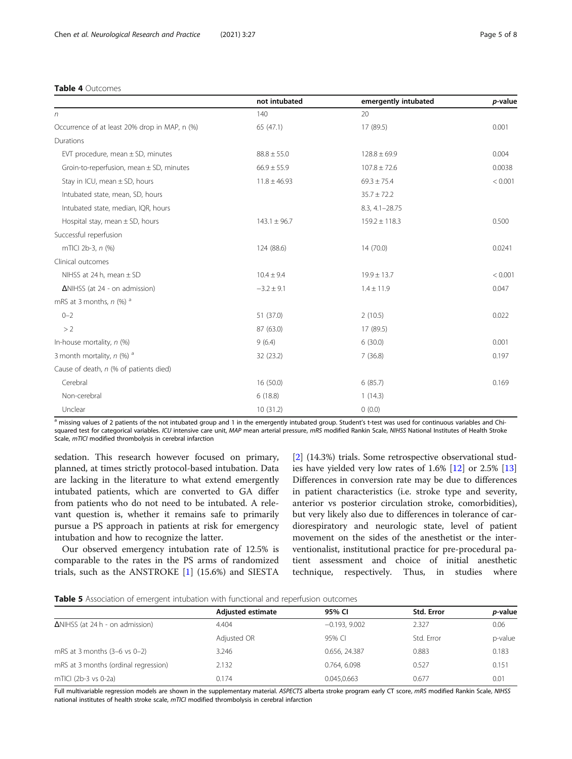**Table 4** Outcomes

| | not intubated | emergently intubated | *p*-value |
|---|---|---|---|
| *n* | 140 | 20 | |
| Occurrence of at least 20% drop in MAP, n (%) | 65 (47.1) | 17 (89.5) | 0.001 |
| Durations | | | |
| EVT procedure, mean ± SD, minutes | 88.8 ± 55.0 | 128.8 ± 69.9 | 0.004 |
| Groin-to-reperfusion, mean ± SD, minutes | 66.9 ± 55.9 | 107.8 ± 72.6 | 0.0038 |
| Stay in ICU, mean ± SD, hours | 11.8 ± 46.93 | 69.3 ± 75.4 | < 0.001 |
| Intubated state, mean, SD, hours | | 35.7 ± 72.2 | |
| Intubated state, median, IQR, hours | | 8.3, 4.1–28.75 | |
| Hospital stay, mean ± SD, hours | 143.1 ± 96.7 | 159.2 ± 118.3 | 0.500 |
| Successful reperfusion | | | |
| mTICI 2b-3, *n* (%) | 124 (88.6) | 14 (70.0) | 0.0241 |
| Clinical outcomes | | | |
| NIHSS at 24 h, mean ± SD | 10.4 ± 9.4 | 19.9 ± 13.7 | < 0.001 |
| ΔNIHSS (at 24 - on admission) | −3.2 ± 9.1 | 1.4 ± 11.9 | 0.047 |
| mRS at 3 months, *n* (%) [a] | | | |
| 0–2 | 51 (37.0) | 2 (10.5) | 0.022 |
| > 2 | 87 (63.0) | 17 (89.5) | |
| In-house mortality, *n* (%) | 9 (6.4) | 6 (30.0) | 0.001 |
| 3 month mortality, *n* (%) [a] | 32 (23.2) | 7 (36.8) | 0.197 |
| Cause of death, *n* (% of patients died) | | | |
| Cerebral | 16 (50.0) | 6 (85.7) | 0.169 |
| Non-cerebral | 6 (18.8) | 1 (14.3) | |
| Unclear | 10 (31.2) | 0 (0.0) | |

[a] missing values of 2 patients of the not intubated group and 1 in the emergently intubated group. Student's t-test was used for continuous variables and Chi-squared test for categorical variables. *ICU* intensive care unit, *MAP* mean arterial pressure, *mRS* modified Rankin Scale, *NIHSS* National Institutes of Health Stroke Scale, *mTICI* modified thrombolysis in cerebral infarction

sedation. This research however focused on primary, planned, at times strictly protocol-based intubation. Data are lacking in the literature to what extend emergently intubated patients, which are converted to GA differ from patients who do not need to be intubated. A relevant question is, whether it remains safe to primarily pursue a PS approach in patients at risk for emergency intubation and how to recognize the latter.

Our observed emergency intubation rate of 12.5% is comparable to the rates in the PS arms of randomized trials, such as the ANSTROKE [1] (15.6%) and SIESTA [2] (14.3%) trials. Some retrospective observational studies have yielded very low rates of 1.6% [12] or 2.5% [13] Differences in conversion rate may be due to differences in patient characteristics (i.e. stroke type and severity, anterior vs posterior circulation stroke, comorbidities), but very likely also due to differences in tolerance of cardiorespiratory and neurologic state, level of patient movement on the sides of the anesthetist or the interventionalist, institutional practice for pre-procedural patient assessment and choice of initial anesthetic technique, respectively. Thus, in studies where

**Table 5** Association of emergent intubation with functional and reperfusion outcomes

| | Adjusted estimate | 95% CI | Std. Error | *p*-value |
|---|---|---|---|---|
| ΔNIHSS (at 24 h - on admission) | 4.404 | −0.193, 9.002 | 2.327 | 0.06 |
| | Adjusted OR | 95% CI | Std. Error | p-value |
| mRS at 3 months (3–6 vs 0–2) | 3.246 | 0.656, 24.387 | 0.883 | 0.183 |
| mRS at 3 months (ordinal regression) | 2.132 | 0.764, 6.098 | 0.527 | 0.151 |
| mTICI (2b-3 vs 0-2a) | 0.174 | 0.045,0.663 | 0.677 | 0.01 |

Full multivariable regression models are shown in the supplementary material. *ASPECTS* alberta stroke program early CT score, *mRS* modified Rankin Scale, *NIHSS* national institutes of health stroke scale, *mTICI* modified thrombolysis in cerebral infarction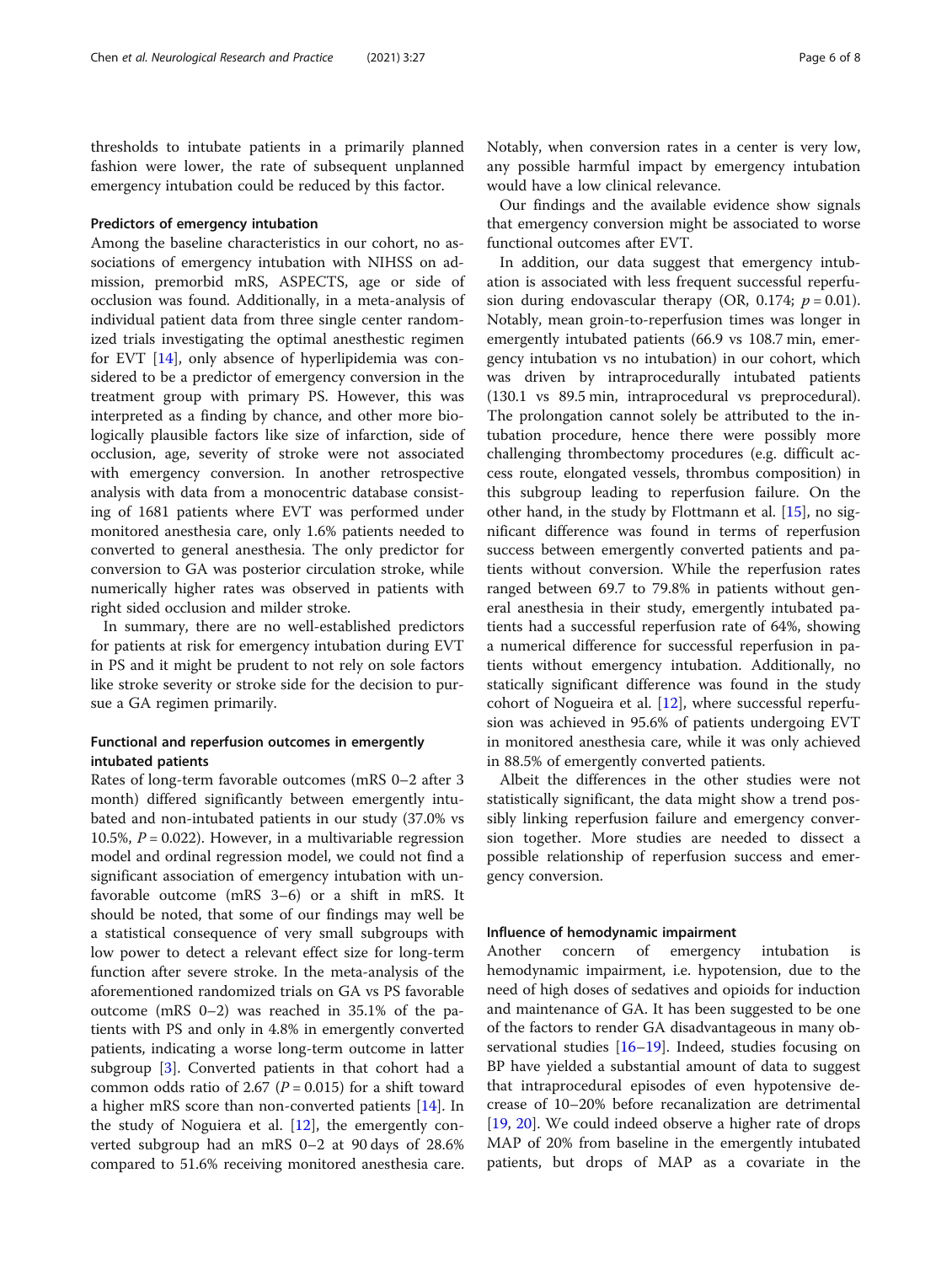thresholds to intubate patients in a primarily planned fashion were lower, the rate of subsequent unplanned emergency intubation could be reduced by this factor.

### Predictors of emergency intubation

Among the baseline characteristics in our cohort, no associations of emergency intubation with NIHSS on admission, premorbid mRS, ASPECTS, age or side of occlusion was found. Additionally, in a meta-analysis of individual patient data from three single center randomized trials investigating the optimal anesthetic regimen for EVT [14], only absence of hyperlipidemia was considered to be a predictor of emergency conversion in the treatment group with primary PS. However, this was interpreted as a finding by chance, and other more biologically plausible factors like size of infarction, side of occlusion, age, severity of stroke were not associated with emergency conversion. In another retrospective analysis with data from a monocentric database consisting of 1681 patients where EVT was performed under monitored anesthesia care, only 1.6% patients needed to converted to general anesthesia. The only predictor for conversion to GA was posterior circulation stroke, while numerically higher rates was observed in patients with right sided occlusion and milder stroke.

In summary, there are no well-established predictors for patients at risk for emergency intubation during EVT in PS and it might be prudent to not rely on sole factors like stroke severity or stroke side for the decision to pursue a GA regimen primarily.

### Functional and reperfusion outcomes in emergently intubated patients

Rates of long-term favorable outcomes (mRS 0–2 after 3 month) differed significantly between emergently intubated and non-intubated patients in our study (37.0% vs 10.5%, $P = 0.022$). However, in a multivariable regression model and ordinal regression model, we could not find a significant association of emergency intubation with unfavorable outcome (mRS 3–6) or a shift in mRS. It should be noted, that some of our findings may well be a statistical consequence of very small subgroups with low power to detect a relevant effect size for long-term function after severe stroke. In the meta-analysis of the aforementioned randomized trials on GA vs PS favorable outcome (mRS 0–2) was reached in 35.1% of the patients with PS and only in 4.8% in emergently converted patients, indicating a worse long-term outcome in latter subgroup [3]. Converted patients in that cohort had a common odds ratio of 2.67 ($P = 0.015$) for a shift toward a higher mRS score than non-converted patients [14]. In the study of Noguiera et al. [12], the emergently converted subgroup had an mRS 0–2 at 90 days of 28.6% compared to 51.6% receiving monitored anesthesia care. Notably, when conversion rates in a center is very low, any possible harmful impact by emergency intubation would have a low clinical relevance.

Our findings and the available evidence show signals that emergency conversion might be associated to worse functional outcomes after EVT.

In addition, our data suggest that emergency intubation is associated with less frequent successful reperfusion during endovascular therapy (OR, 0.174; $p = 0.01$). Notably, mean groin-to-reperfusion times was longer in emergently intubated patients (66.9 vs 108.7 min, emergency intubation vs no intubation) in our cohort, which was driven by intraprocedurally intubated patients (130.1 vs 89.5 min, intraprocedural vs preprocedural). The prolongation cannot solely be attributed to the intubation procedure, hence there were possibly more challenging thrombectomy procedures (e.g. difficult access route, elongated vessels, thrombus composition) in this subgroup leading to reperfusion failure. On the other hand, in the study by Flottmann et al. [15], no significant difference was found in terms of reperfusion success between emergently converted patients and patients without conversion. While the reperfusion rates ranged between 69.7 to 79.8% in patients without general anesthesia in their study, emergently intubated patients had a successful reperfusion rate of 64%, showing a numerical difference for successful reperfusion in patients without emergency intubation. Additionally, no statically significant difference was found in the study cohort of Nogueira et al. [12], where successful reperfusion was achieved in 95.6% of patients undergoing EVT in monitored anesthesia care, while it was only achieved in 88.5% of emergently converted patients.

Albeit the differences in the other studies were not statistically significant, the data might show a trend possibly linking reperfusion failure and emergency conversion together. More studies are needed to dissect a possible relationship of reperfusion success and emergency conversion.

### Influence of hemodynamic impairment

Another concern of emergency intubation is hemodynamic impairment, i.e. hypotension, due to the need of high doses of sedatives and opioids for induction and maintenance of GA. It has been suggested to be one of the factors to render GA disadvantageous in many observational studies [16–19]. Indeed, studies focusing on BP have yielded a substantial amount of data to suggest that intraprocedural episodes of even hypotensive decrease of 10–20% before recanalization are detrimental [19, 20]. We could indeed observe a higher rate of drops MAP of 20% from baseline in the emergently intubated patients, but drops of MAP as a covariate in the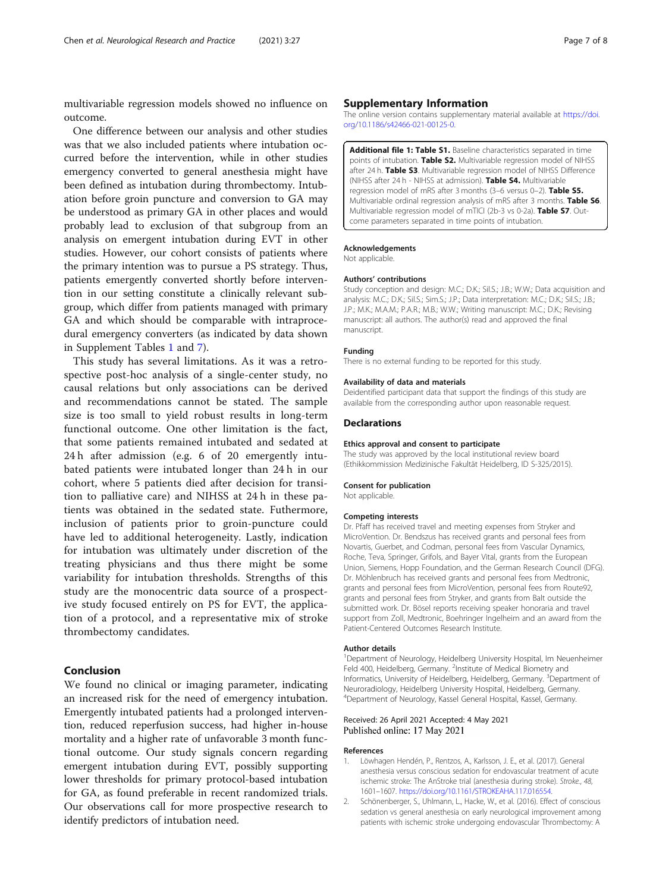multivariable regression models showed no influence on outcome.

One difference between our analysis and other studies was that we also included patients where intubation occurred before the intervention, while in other studies emergency converted to general anesthesia might have been defined as intubation during thrombectomy. Intubation before groin puncture and conversion to GA may be understood as primary GA in other places and would probably lead to exclusion of that subgroup from an analysis on emergent intubation during EVT in other studies. However, our cohort consists of patients where the primary intention was to pursue a PS strategy. Thus, patients emergently converted shortly before intervention in our setting constitute a clinically relevant subgroup, which differ from patients managed with primary GA and which should be comparable with intraprocedural emergency converters (as indicated by data shown in Supplement Tables 1 and 7).

This study has several limitations. As it was a retrospective post-hoc analysis of a single-center study, no causal relations but only associations can be derived and recommendations cannot be stated. The sample size is too small to yield robust results in long-term functional outcome. One other limitation is the fact, that some patients remained intubated and sedated at 24 h after admission (e.g. 6 of 20 emergently intubated patients were intubated longer than 24 h in our cohort, where 5 patients died after decision for transition to palliative care) and NIHSS at 24 h in these patients was obtained in the sedated state. Futhermore, inclusion of patients prior to groin-puncture could have led to additional heterogeneity. Lastly, indication for intubation was ultimately under discretion of the treating physicians and thus there might be some variability for intubation thresholds. Strengths of this study are the monocentric data source of a prospective study focused entirely on PS for EVT, the application of a protocol, and a representative mix of stroke thrombectomy candidates.

## Conclusion

We found no clinical or imaging parameter, indicating an increased risk for the need of emergency intubation. Emergently intubated patients had a prolonged intervention, reduced reperfusion success, had higher in-house mortality and a higher rate of unfavorable 3 month functional outcome. Our study signals concern regarding emergent intubation during EVT, possibly supporting lower thresholds for primary protocol-based intubation for GA, as found preferable in recent randomized trials. Our observations call for more prospective research to identify predictors of intubation need.

## Supplementary Information

The online version contains supplementary material available at https://doi.org/10.1186/s42466-021-00125-0.

**Additional file 1: Table S1.** Baseline characteristics separated in time points of intubation. **Table S2.** Multivariable regression model of NIHSS after 24 h. **Table S3**. Multivariable regression model of NIHSS Difference (NIHSS after 24 h - NIHSS at admission). **Table S4.** Multivariable regression model of mRS after 3 months (3–6 versus 0–2). **Table S5.** Multivariable ordinal regression analysis of mRS after 3 months. **Table S6**. Multivariable regression model of mTICI (2b-3 vs 0-2a). **Table S7**. Outcome parameters separated in time points of intubation.

### Acknowledgements

Not applicable.

### Authors' contributions

Study conception and design: M.C.; D.K.; Sil.S.; J.B.; W.W.; Data acquisition and analysis: M.C.; D.K.; Sil.S.; Sim.S.; J.P.; Data interpretation: M.C.; D.K.; Sil.S.; J.B.; J.P.; M.K.; M.A.M.; P.A.R.; M.B.; W.W.; Writing manuscript: M.C.; D.K.; Revising manuscript: all authors. The author(s) read and approved the final manuscript.

### Funding

There is no external funding to be reported for this study.

### Availability of data and materials

Deidentified participant data that support the findings of this study are available from the corresponding author upon reasonable request.

## Declarations

### Ethics approval and consent to participate

The study was approved by the local institutional review board (Ethikkommission Medizinische Fakultät Heidelberg, ID S-325/2015).

### Consent for publication

Not applicable.

### Competing interests

Dr. Pfaff has received travel and meeting expenses from Stryker and MicroVention. Dr. Bendszus has received grants and personal fees from Novartis, Guerbet, and Codman, personal fees from Vascular Dynamics, Roche, Teva, Springer, Grifols, and Bayer Vital, grants from the European Union, Siemens, Hopp Foundation, and the German Research Council (DFG). Dr. Möhlenbruch has received grants and personal fees from Medtronic, grants and personal fees from MicroVention, personal fees from Route92, grants and personal fees from Stryker, and grants from Balt outside the submitted work. Dr. Bösel reports receiving speaker honoraria and travel support from Zoll, Medtronic, Boehringer Ingelheim and an award from the Patient-Centered Outcomes Research Institute.

### Author details

[1]Department of Neurology, Heidelberg University Hospital, Im Neuenheimer Feld 400, Heidelberg, Germany. [2]Institute of Medical Biometry and Informatics, University of Heidelberg, Heidelberg, Germany. [3]Department of Neuroradiology, Heidelberg University Hospital, Heidelberg, Germany. [4]Department of Neurology, Kassel General Hospital, Kassel, Germany.

Received: 26 April 2021 Accepted: 4 May 2021
Published online: 17 May 2021

### References

1. Löwhagen Hendén, P., Rentzos, A., Karlsson, J. E., et al. (2017). General anesthesia versus conscious sedation for endovascular treatment of acute ischemic stroke: The AnStroke trial (anesthesia during stroke). *Stroke*, *48*, 1601–1607. https://doi.org/10.1161/STROKEAHA.117.016554.
2. Schönenberger, S., Uhlmann, L., Hacke, W., et al. (2016). Effect of conscious sedation vs general anesthesia on early neurological improvement among patients with ischemic stroke undergoing endovascular Thrombectomy: A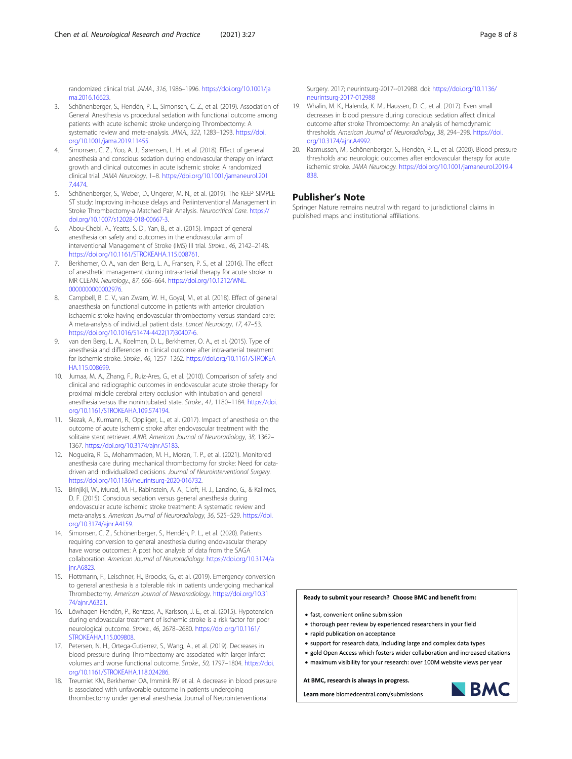randomized clinical trial. *JAMA.*, *316*, 1986–1996. https://doi.org/10.1001/jama.2016.16623.

3. Schönenberger, S., Hendén, P. L., Simonsen, C. Z., et al. (2019). Association of General Anesthesia vs procedural sedation with functional outcome among patients with acute ischemic stroke undergoing Thrombectomy: A systematic review and meta-analysis. *JAMA.*, *322*, 1283–1293. https://doi.org/10.1001/jama.2019.11455.
4. Simonsen, C. Z., Yoo, A. J., Sørensen, L. H., et al. (2018). Effect of general anesthesia and conscious sedation during endovascular therapy on infarct growth and clinical outcomes in acute ischemic stroke: A randomized clinical trial. *JAMA Neurology*, 1–8. https://doi.org/10.1001/jamaneurol.2017.4474.
5. Schönenberger, S., Weber, D., Ungerer, M. N., et al. (2019). The KEEP SIMPLEST study: Improving in-house delays and Periinterventional Management in Stroke Thrombectomy-a Matched Pair Analysis. *Neurocritical Care*. https://doi.org/10.1007/s12028-018-00667-3.
6. Abou-Chebl, A., Yeatts, S. D., Yan, B., et al. (2015). Impact of general anesthesia on safety and outcomes in the endovascular arm of interventional Management of Stroke (IMS) III trial. *Stroke.*, *46*, 2142–2148. https://doi.org/10.1161/STROKEAHA.115.008761.
7. Berkhemer, O. A., van den Berg, L. A., Fransen, P. S., et al. (2016). The effect of anesthetic management during intra-arterial therapy for acute stroke in MR CLEAN. *Neurology.*, *87*, 656–664. https://doi.org/10.1212/WNL.0000000000002976.
8. Campbell, B. C. V., van Zwam, W. H., Goyal, M., et al. (2018). Effect of general anaesthesia on functional outcome in patients with anterior circulation ischaemic stroke having endovascular thrombectomy versus standard care: A meta-analysis of individual patient data. *Lancet Neurology*, *17*, 47–53. https://doi.org/10.1016/S1474-4422(17)30407-6.
9. van den Berg, L. A., Koelman, D. L., Berkhemer, O. A., et al. (2015). Type of anesthesia and differences in clinical outcome after intra-arterial treatment for ischemic stroke. *Stroke.*, *46*, 1257–1262. https://doi.org/10.1161/STROKEAHA.115.008699.
10. Jumaa, M. A., Zhang, F., Ruiz-Ares, G., et al. (2010). Comparison of safety and clinical and radiographic outcomes in endovascular acute stroke therapy for proximal middle cerebral artery occlusion with intubation and general anesthesia versus the nonintubated state. *Stroke.*, *41*, 1180–1184. https://doi.org/10.1161/STROKEAHA.109.574194.
11. Slezak, A., Kurmann, R., Oppliger, L., et al. (2017). Impact of anesthesia on the outcome of acute ischemic stroke after endovascular treatment with the solitaire stent retriever. *AJNR. American Journal of Neuroradiology*, *38*, 1362–1367. https://doi.org/10.3174/ajnr.A5183.
12. Nogueira, R. G., Mohammaden, M. H., Moran, T. P., et al. (2021). Monitored anesthesia care during mechanical thrombectomy for stroke: Need for data-driven and individualized decisions. *Journal of Neurointerventional Surgery*. https://doi.org/10.1136/neurintsurg-2020-016732.
13. Brinjikji, W., Murad, M. H., Rabinstein, A. A., Cloft, H. J., Lanzino, G., & Kallmes, D. F. (2015). Conscious sedation versus general anesthesia during endovascular acute ischemic stroke treatment: A systematic review and meta-analysis. *American Journal of Neuroradiology*, *36*, 525–529. https://doi.org/10.3174/ajnr.A4159.
14. Simonsen, C. Z., Schönenberger, S., Hendén, P. L., et al. (2020). Patients requiring conversion to general anesthesia during endovascular therapy have worse outcomes: A post hoc analysis of data from the SAGA collaboration. *American Journal of Neuroradiology*. https://doi.org/10.3174/ajnr.A6823.
15. Flottmann, F., Leischner, H., Broocks, G., et al. (2019). Emergency conversion to general anesthesia is a tolerable risk in patients undergoing mechanical Thrombectomy. *American Journal of Neuroradiology*. https://doi.org/10.3174/ajnr.A6321.
16. Löwhagen Hendén, P., Rentzos, A., Karlsson, J. E., et al. (2015). Hypotension during endovascular treatment of ischemic stroke is a risk factor for poor neurological outcome. *Stroke.*, *46*, 2678–2680. https://doi.org/10.1161/STROKEAHA.115.009808.
17. Petersen, N. H., Ortega-Gutierrez, S., Wang, A., et al. (2019). Decreases in blood pressure during Thrombectomy are associated with larger infarct volumes and worse functional outcome. *Stroke.*, *50*, 1797–1804. https://doi.org/10.1161/STROKEAHA.118.024286.
18. Treurniet KM, Berkhemer OA, Immink RV et al. A decrease in blood pressure is associated with unfavorable outcome in patients undergoing thrombectomy under general anesthesia. Journal of Neurointerventional Surgery. 2017; neurintsurg-2017--012988. doi: https://doi.org/10.1136/neurintsurg-2017-012988
19. Whalin, M. K., Halenda, K. M., Haussen, D. C., et al. (2017). Even small decreases in blood pressure during conscious sedation affect clinical outcome after stroke Thrombectomy: An analysis of hemodynamic thresholds. *American Journal of Neuroradiology*, *38*, 294–298. https://doi.org/10.3174/ajnr.A4992.
20. Rasmussen, M., Schönenberger, S., Hendèn, P. L., et al. (2020). Blood pressure thresholds and neurologic outcomes after endovascular therapy for acute ischemic stroke. *JAMA Neurology*. https://doi.org/10.1001/jamaneurol.2019.4838.

## Publisher's Note

Springer Nature remains neutral with regard to jurisdictional claims in published maps and institutional affiliations.

**Ready to submit your research? Choose BMC and benefit from:**

- fast, convenient online submission
- thorough peer review by experienced researchers in your field
- rapid publication on acceptance
- support for research data, including large and complex data types
- gold Open Access which fosters wider collaboration and increased citations
- maximum visibility for your research: over 100M website views per year

**At BMC, research is always in progress.**

**Learn more** biomedcentral.com/submissions

BMC